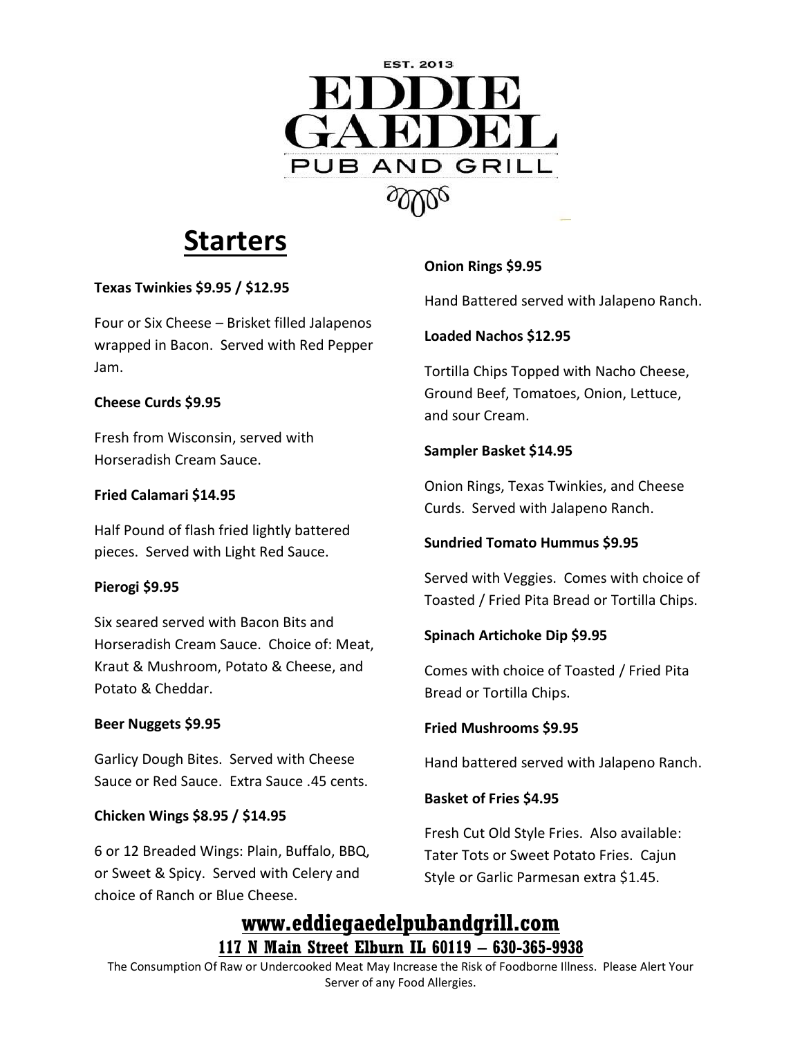EST. 2013

# EDDIE GAEDEL

PUB AND GRILL

## Starters

**Texas Twinkies $9.95 / $12.95**

Four or Six Cheese – Brisket filled Jalapenos wrapped in Bacon. Served with Red Pepper Jam.

**Cheese Curds $9.95**

Fresh from Wisconsin, served with Horseradish Cream Sauce.

**Fried Calamari $14.95**

Half Pound of flash fried lightly battered pieces. Served with Light Red Sauce.

**Pierogi $9.95**

Six seared served with Bacon Bits and Horseradish Cream Sauce. Choice of: Meat, Kraut & Mushroom, Potato & Cheese, and Potato & Cheddar.

**Beer Nuggets $9.95**

Garlicy Dough Bites. Served with Cheese Sauce or Red Sauce. Extra Sauce .45 cents.

**Chicken Wings $8.95 / $14.95**

6 or 12 Breaded Wings: Plain, Buffalo, BBQ, or Sweet & Spicy. Served with Celery and choice of Ranch or Blue Cheese.

**Onion Rings $9.95**

Hand Battered served with Jalapeno Ranch.

**Loaded Nachos $12.95**

Tortilla Chips Topped with Nacho Cheese, Ground Beef, Tomatoes, Onion, Lettuce, and sour Cream.

**Sampler Basket $14.95**

Onion Rings, Texas Twinkies, and Cheese Curds. Served with Jalapeno Ranch.

**Sundried Tomato Hummus $9.95**

Served with Veggies. Comes with choice of Toasted / Fried Pita Bread or Tortilla Chips.

**Spinach Artichoke Dip $9.95**

Comes with choice of Toasted / Fried Pita Bread or Tortilla Chips.

**Fried Mushrooms $9.95**

Hand battered served with Jalapeno Ranch.

**Basket of Fries $4.95**

Fresh Cut Old Style Fries. Also available: Tater Tots or Sweet Potato Fries. Cajun Style or Garlic Parmesan extra $1.45.

**www.eddiegaedelpubandgrill.com**

**117 N Main Street Elburn IL 60119 – 630-365-9938**

The Consumption Of Raw or Undercooked Meat May Increase the Risk of Foodborne Illness. Please Alert Your Server of any Food Allergies.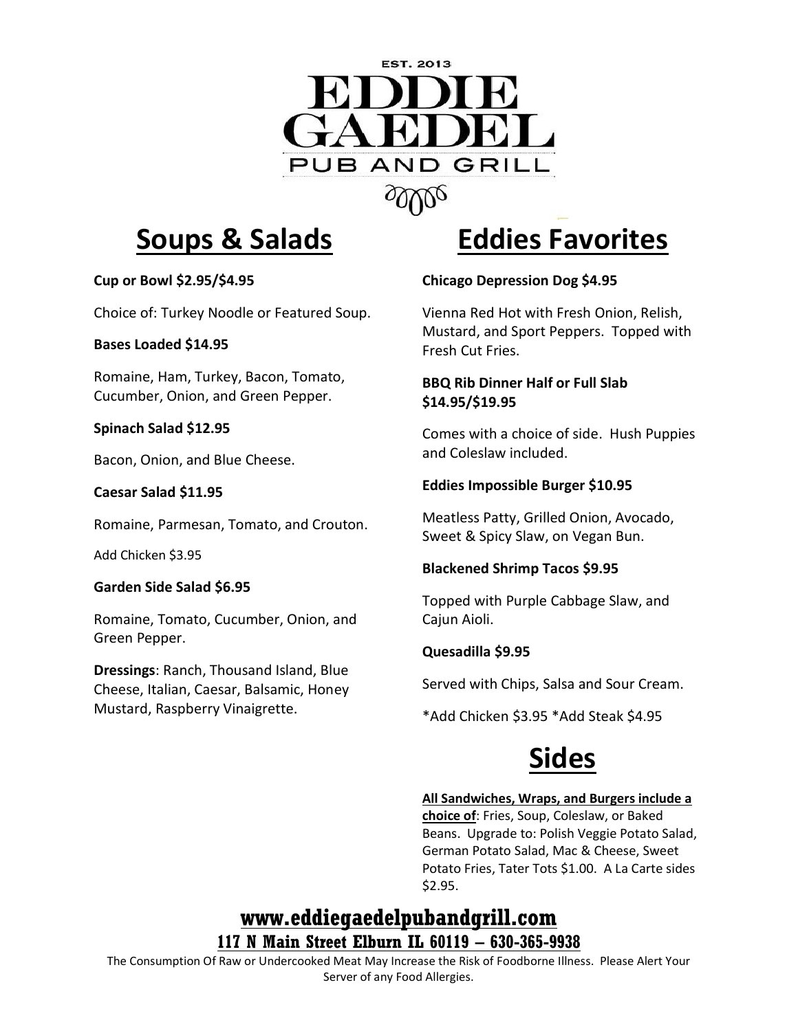EST. 2013

# EDDIE GAEDEL

PUB AND GRILL

## Soups & Salads

**Cup or Bowl $2.95/$4.95**

Choice of: Turkey Noodle or Featured Soup.

**Bases Loaded $14.95**

Romaine, Ham, Turkey, Bacon, Tomato, Cucumber, Onion, and Green Pepper.

**Spinach Salad $12.95**

Bacon, Onion, and Blue Cheese.

**Caesar Salad $11.95**

Romaine, Parmesan, Tomato, and Crouton.

Add Chicken $3.95

**Garden Side Salad $6.95**

Romaine, Tomato, Cucumber, Onion, and Green Pepper.

**Dressings**: Ranch, Thousand Island, Blue Cheese, Italian, Caesar, Balsamic, Honey Mustard, Raspberry Vinaigrette.

## Eddies Favorites

**Chicago Depression Dog $4.95**

Vienna Red Hot with Fresh Onion, Relish, Mustard, and Sport Peppers. Topped with Fresh Cut Fries.

**BBQ Rib Dinner Half or Full Slab $14.95/$19.95**

Comes with a choice of side. Hush Puppies and Coleslaw included.

**Eddies Impossible Burger $10.95**

Meatless Patty, Grilled Onion, Avocado, Sweet & Spicy Slaw, on Vegan Bun.

**Blackened Shrimp Tacos $9.95**

Topped with Purple Cabbage Slaw, and Cajun Aioli.

**Quesadilla $9.95**

Served with Chips, Salsa and Sour Cream.

*Add Chicken $3.95 *Add Steak $4.95

## Sides

**All Sandwiches, Wraps, and Burgers include a choice of**: Fries, Soup, Coleslaw, or Baked Beans. Upgrade to: Polish Veggie Potato Salad, German Potato Salad, Mac & Cheese, Sweet Potato Fries, Tater Tots $1.00. A La Carte sides $2.95.

**www.eddiegaedelpubandgrill.com**

**117 N Main Street Elburn IL 60119 – 630-365-9938**

The Consumption Of Raw or Undercooked Meat May Increase the Risk of Foodborne Illness. Please Alert Your Server of any Food Allergies.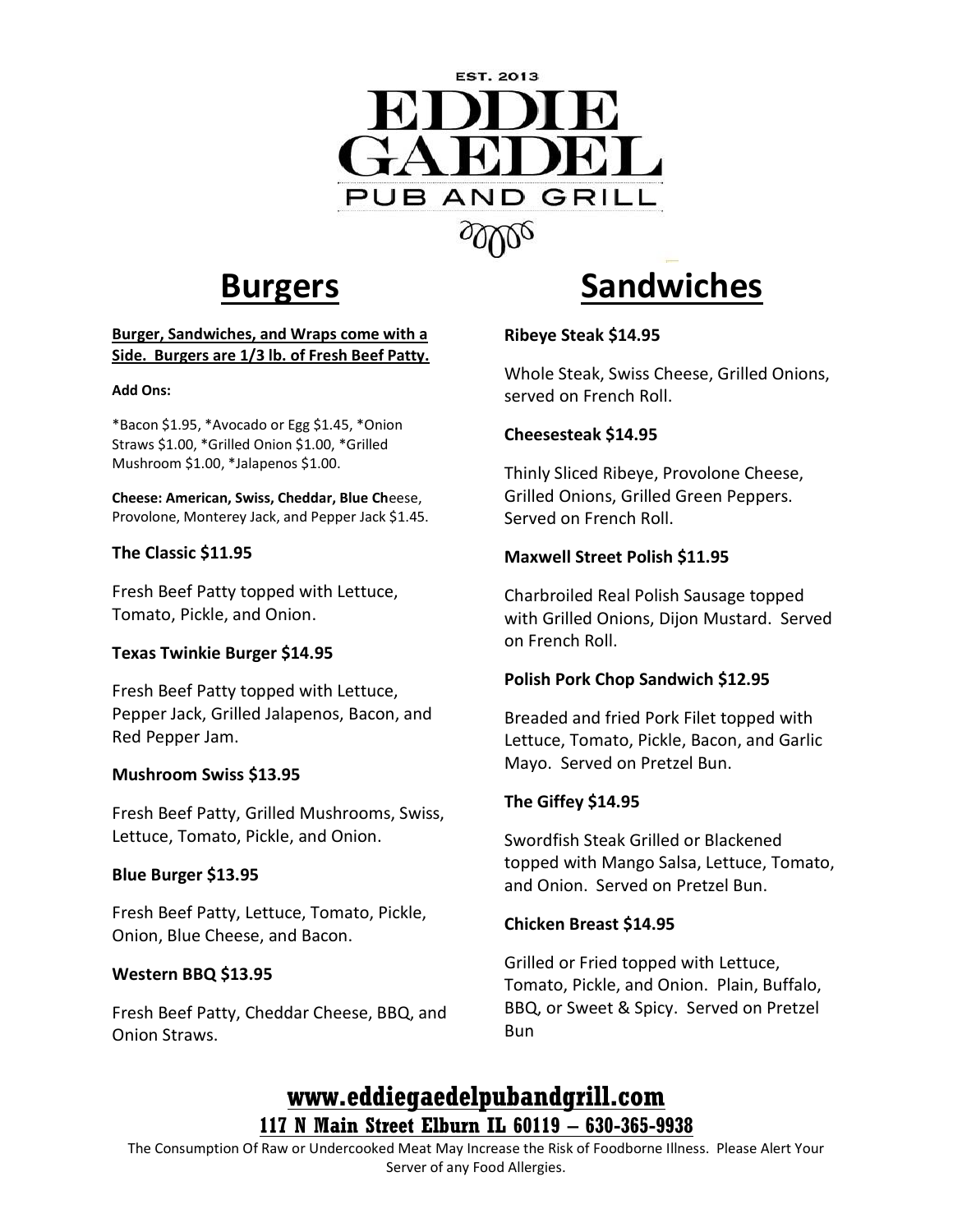EST. 2013

# EDDIE GAEDEL

PUB AND GRILL

## Burgers

**Burger, Sandwiches, and Wraps come with a Side. Burgers are 1/3 lb. of Fresh Beef Patty.**

**Add Ons:**

*Bacon $1.95, *Avocado or Egg $1.45, *Onion Straws $1.00, *Grilled Onion $1.00, *Grilled Mushroom $1.00, *Jalapenos $1.00.

**Cheese: American, Swiss, Cheddar, Blue Ch**eese, Provolone, Monterey Jack, and Pepper Jack $1.45.

**The Classic $11.95**

Fresh Beef Patty topped with Lettuce, Tomato, Pickle, and Onion.

**Texas Twinkie Burger $14.95**

Fresh Beef Patty topped with Lettuce, Pepper Jack, Grilled Jalapenos, Bacon, and Red Pepper Jam.

**Mushroom Swiss $13.95**

Fresh Beef Patty, Grilled Mushrooms, Swiss, Lettuce, Tomato, Pickle, and Onion.

**Blue Burger $13.95**

Fresh Beef Patty, Lettuce, Tomato, Pickle, Onion, Blue Cheese, and Bacon.

**Western BBQ $13.95**

Fresh Beef Patty, Cheddar Cheese, BBQ, and Onion Straws.

## Sandwiches

**Ribeye Steak $14.95**

Whole Steak, Swiss Cheese, Grilled Onions, served on French Roll.

**Cheesesteak $14.95**

Thinly Sliced Ribeye, Provolone Cheese, Grilled Onions, Grilled Green Peppers. Served on French Roll.

**Maxwell Street Polish $11.95**

Charbroiled Real Polish Sausage topped with Grilled Onions, Dijon Mustard. Served on French Roll.

**Polish Pork Chop Sandwich $12.95**

Breaded and fried Pork Filet topped with Lettuce, Tomato, Pickle, Bacon, and Garlic Mayo. Served on Pretzel Bun.

**The Giffey $14.95**

Swordfish Steak Grilled or Blackened topped with Mango Salsa, Lettuce, Tomato, and Onion. Served on Pretzel Bun.

**Chicken Breast $14.95**

Grilled or Fried topped with Lettuce, Tomato, Pickle, and Onion. Plain, Buffalo, BBQ, or Sweet & Spicy. Served on Pretzel Bun

**www.eddiegaedelpubandgrill.com**

**117 N Main Street Elburn IL 60119 – 630-365-9938**

The Consumption Of Raw or Undercooked Meat May Increase the Risk of Foodborne Illness. Please Alert Your Server of any Food Allergies.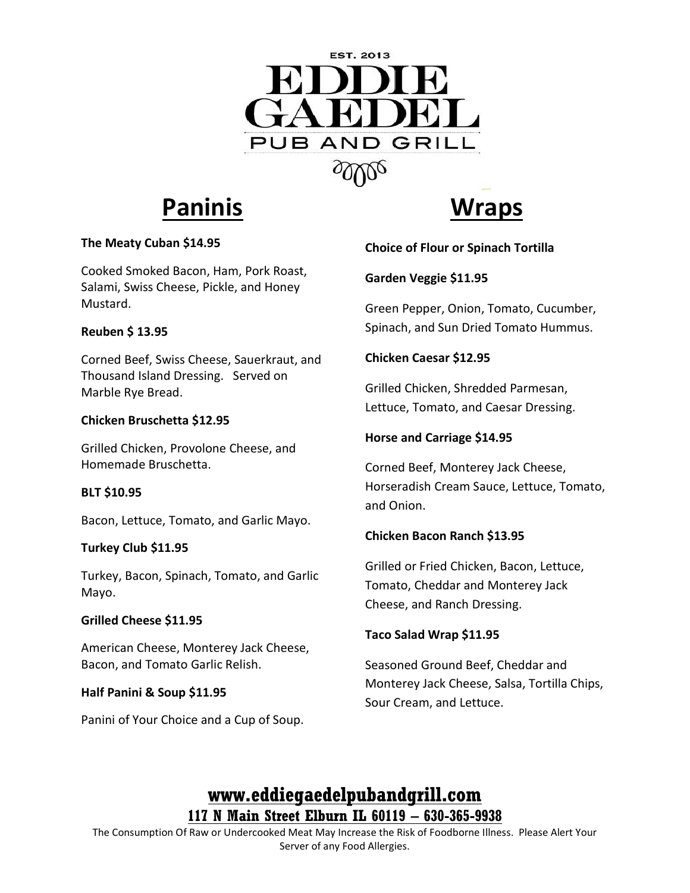EST. 2013

# EDDIE GAEDEL

PUB AND GRILL

## Paninis

**The Meaty Cuban $14.95**

Cooked Smoked Bacon, Ham, Pork Roast, Salami, Swiss Cheese, Pickle, and Honey Mustard.

**Reuben $ 13.95**

Corned Beef, Swiss Cheese, Sauerkraut, and Thousand Island Dressing. Served on Marble Rye Bread.

**Chicken Bruschetta $12.95**

Grilled Chicken, Provolone Cheese, and Homemade Bruschetta.

**BLT $10.95**

Bacon, Lettuce, Tomato, and Garlic Mayo.

**Turkey Club $11.95**

Turkey, Bacon, Spinach, Tomato, and Garlic Mayo.

**Grilled Cheese $11.95**

American Cheese, Monterey Jack Cheese, Bacon, and Tomato Garlic Relish.

**Half Panini & Soup $11.95**

Panini of Your Choice and a Cup of Soup.

## Wraps

**Choice of Flour or Spinach Tortilla**

**Garden Veggie $11.95**

Green Pepper, Onion, Tomato, Cucumber, Spinach, and Sun Dried Tomato Hummus.

**Chicken Caesar $12.95**

Grilled Chicken, Shredded Parmesan, Lettuce, Tomato, and Caesar Dressing.

**Horse and Carriage $14.95**

Corned Beef, Monterey Jack Cheese, Horseradish Cream Sauce, Lettuce, Tomato, and Onion.

**Chicken Bacon Ranch $13.95**

Grilled or Fried Chicken, Bacon, Lettuce, Tomato, Cheddar and Monterey Jack Cheese, and Ranch Dressing.

**Taco Salad Wrap $11.95**

Seasoned Ground Beef, Cheddar and Monterey Jack Cheese, Salsa, Tortilla Chips, Sour Cream, and Lettuce.

**www.eddiegaedelpubandgrill.com**

**117 N Main Street Elburn IL 60119 – 630-365-9938**

The Consumption Of Raw or Undercooked Meat May Increase the Risk of Foodborne Illness. Please Alert Your Server of any Food Allergies.